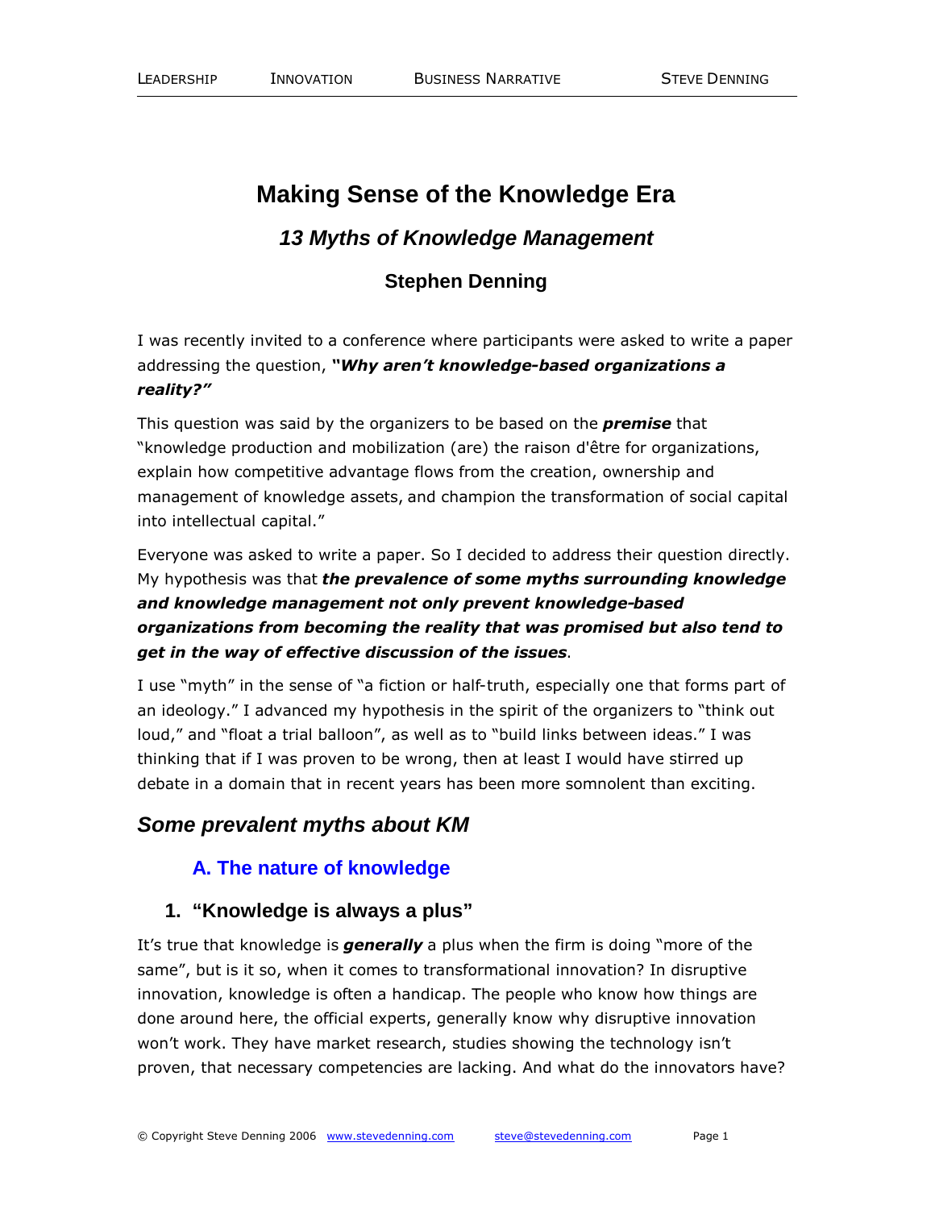# Making Sense of the Knowledge Era

## *13 Myths of Knowledge Management*

### Stephen Denning

I was recently invited to a conference where participants were asked to write a paper addressing the question, ***"Why aren't knowledge-based organizations a reality?"***

This question was said by the organizers to be based on the ***premise*** that "knowledge production and mobilization (are) the raison d'être for organizations, explain how competitive advantage flows from the creation, ownership and management of knowledge assets, and champion the transformation of social capital into intellectual capital."

Everyone was asked to write a paper. So I decided to address their question directly. My hypothesis was that ***the prevalence of some myths surrounding knowledge and knowledge management not only prevent knowledge-based organizations from becoming the reality that was promised but also tend to get in the way of effective discussion of the issues***.

I use "myth" in the sense of "a fiction or half-truth, especially one that forms part of an ideology." I advanced my hypothesis in the spirit of the organizers to "think out loud," and "float a trial balloon", as well as to "build links between ideas." I was thinking that if I was proven to be wrong, then at least I would have stirred up debate in a domain that in recent years has been more somnolent than exciting.

## *Some prevalent myths about KM*

### A. The nature of knowledge

### 1. "Knowledge is always a plus"

It's true that knowledge is ***generally*** a plus when the firm is doing "more of the same", but is it so, when it comes to transformational innovation? In disruptive innovation, knowledge is often a handicap. The people who know how things are done around here, the official experts, generally know why disruptive innovation won't work. They have market research, studies showing the technology isn't proven, that necessary competencies are lacking. And what do the innovators have?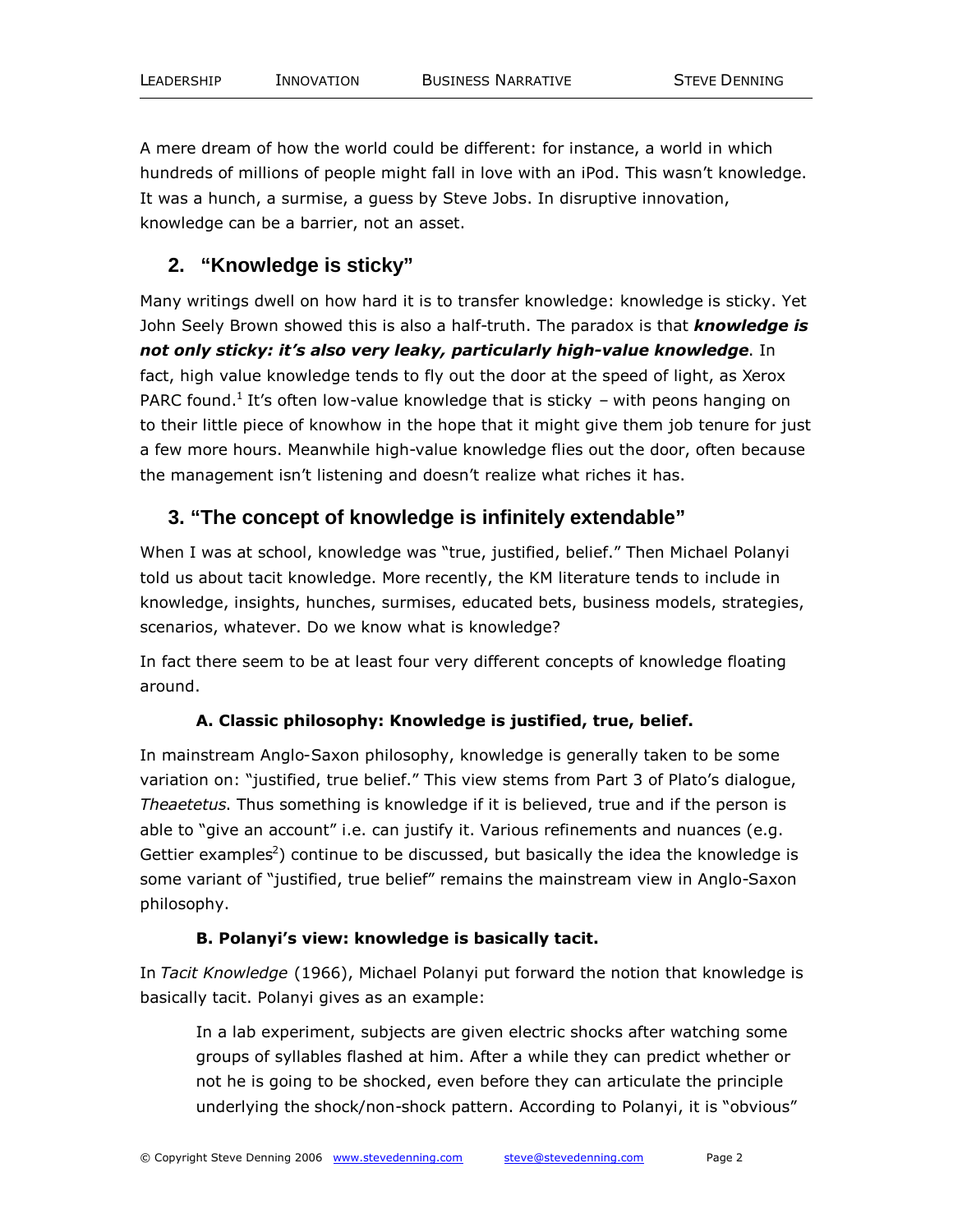A mere dream of how the world could be different: for instance, a world in which hundreds of millions of people might fall in love with an iPod. This wasn't knowledge. It was a hunch, a surmise, a guess by Steve Jobs. In disruptive innovation, knowledge can be a barrier, not an asset.

## 2. "Knowledge is sticky"

Many writings dwell on how hard it is to transfer knowledge: knowledge is sticky. Yet John Seely Brown showed this is also a half-truth. The paradox is that ***knowledge is not only sticky: it's also very leaky, particularly high-value knowledge***. In fact, high value knowledge tends to fly out the door at the speed of light, as Xerox PARC found.[1] It's often low-value knowledge that is sticky – with peons hanging on to their little piece of knowhow in the hope that it might give them job tenure for just a few more hours. Meanwhile high-value knowledge flies out the door, often because the management isn't listening and doesn't realize what riches it has.

## 3. "The concept of knowledge is infinitely extendable"

When I was at school, knowledge was "true, justified, belief." Then Michael Polanyi told us about tacit knowledge. More recently, the KM literature tends to include in knowledge, insights, hunches, surmises, educated bets, business models, strategies, scenarios, whatever. Do we know what is knowledge?

In fact there seem to be at least four very different concepts of knowledge floating around.

### A. Classic philosophy: Knowledge is justified, true, belief.

In mainstream Anglo-Saxon philosophy, knowledge is generally taken to be some variation on: "justified, true belief." This view stems from Part 3 of Plato's dialogue, *Theaetetus.* Thus something is knowledge if it is believed, true and if the person is able to "give an account" i.e. can justify it. Various refinements and nuances (e.g. Gettier examples[2]) continue to be discussed, but basically the idea the knowledge is some variant of "justified, true belief" remains the mainstream view in Anglo-Saxon philosophy.

### B. Polanyi's view: knowledge is basically tacit.

In *Tacit Knowledge* (1966), Michael Polanyi put forward the notion that knowledge is basically tacit. Polanyi gives as an example:

> In a lab experiment, subjects are given electric shocks after watching some groups of syllables flashed at him. After a while they can predict whether or not he is going to be shocked, even before they can articulate the principle underlying the shock/non-shock pattern. According to Polanyi, it is "obvious"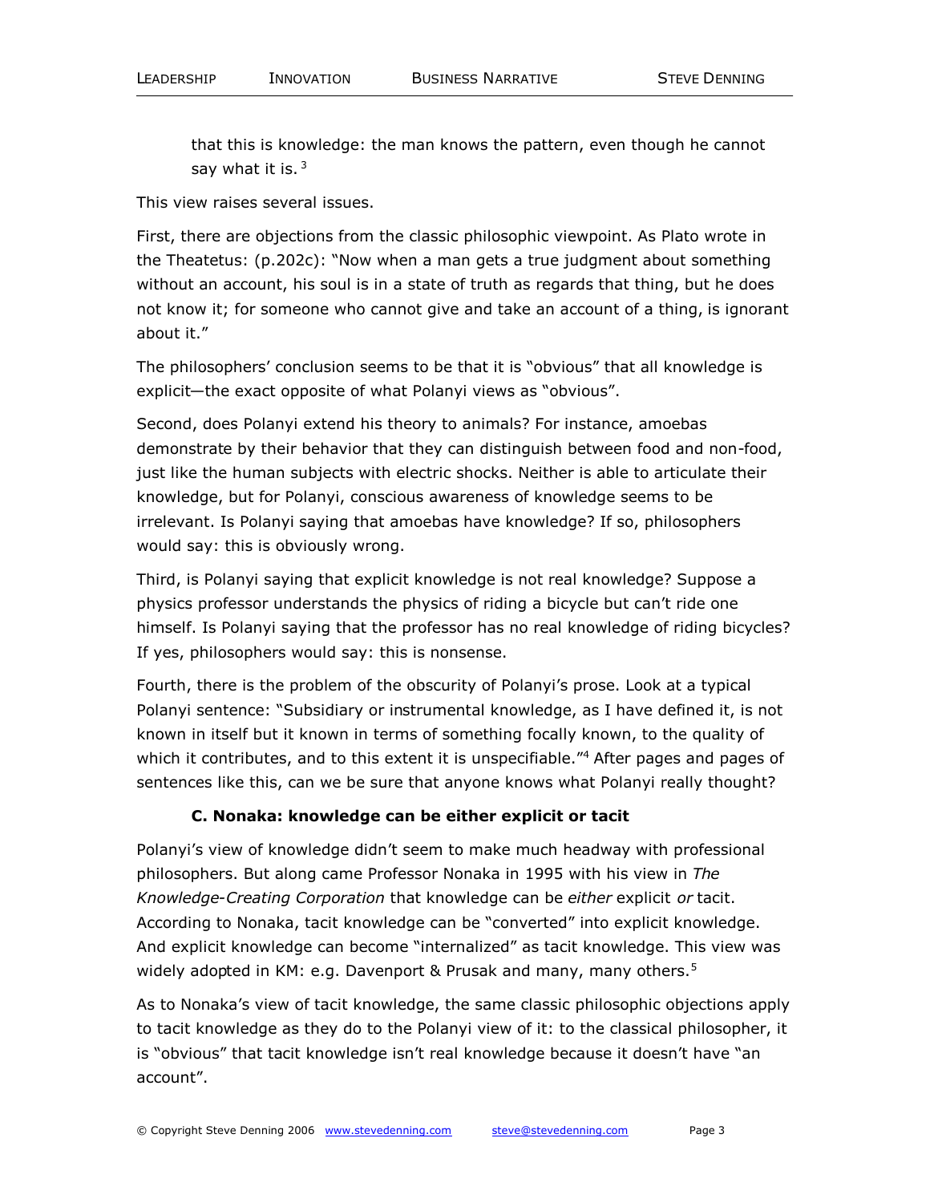that this is knowledge: the man knows the pattern, even though he cannot say what it is. [3]

This view raises several issues.

First, there are objections from the classic philosophic viewpoint. As Plato wrote in the Theatetus: (p.202c): "Now when a man gets a true judgment about something without an account, his soul is in a state of truth as regards that thing, but he does not know it; for someone who cannot give and take an account of a thing, is ignorant about it."

The philosophers' conclusion seems to be that it is "obvious" that all knowledge is explicit—the exact opposite of what Polanyi views as "obvious".

Second, does Polanyi extend his theory to animals? For instance, amoebas demonstrate by their behavior that they can distinguish between food and non-food, just like the human subjects with electric shocks. Neither is able to articulate their knowledge, but for Polanyi, conscious awareness of knowledge seems to be irrelevant. Is Polanyi saying that amoebas have knowledge? If so, philosophers would say: this is obviously wrong.

Third, is Polanyi saying that explicit knowledge is not real knowledge? Suppose a physics professor understands the physics of riding a bicycle but can't ride one himself. Is Polanyi saying that the professor has no real knowledge of riding bicycles? If yes, philosophers would say: this is nonsense.

Fourth, there is the problem of the obscurity of Polanyi's prose. Look at a typical Polanyi sentence: "Subsidiary or instrumental knowledge, as I have defined it, is not known in itself but it known in terms of something focally known, to the quality of which it contributes, and to this extent it is unspecifiable."[4] After pages and pages of sentences like this, can we be sure that anyone knows what Polanyi really thought?

### C. Nonaka: knowledge can be either explicit or tacit

Polanyi's view of knowledge didn't seem to make much headway with professional philosophers. But along came Professor Nonaka in 1995 with his view in *The Knowledge-Creating Corporation* that knowledge can be *either* explicit *or* tacit. According to Nonaka, tacit knowledge can be "converted" into explicit knowledge. And explicit knowledge can become "internalized" as tacit knowledge. This view was widely adopted in KM: e.g. Davenport & Prusak and many, many others.[5]

As to Nonaka's view of tacit knowledge, the same classic philosophic objections apply to tacit knowledge as they do to the Polanyi view of it: to the classical philosopher, it is "obvious" that tacit knowledge isn't real knowledge because it doesn't have "an account".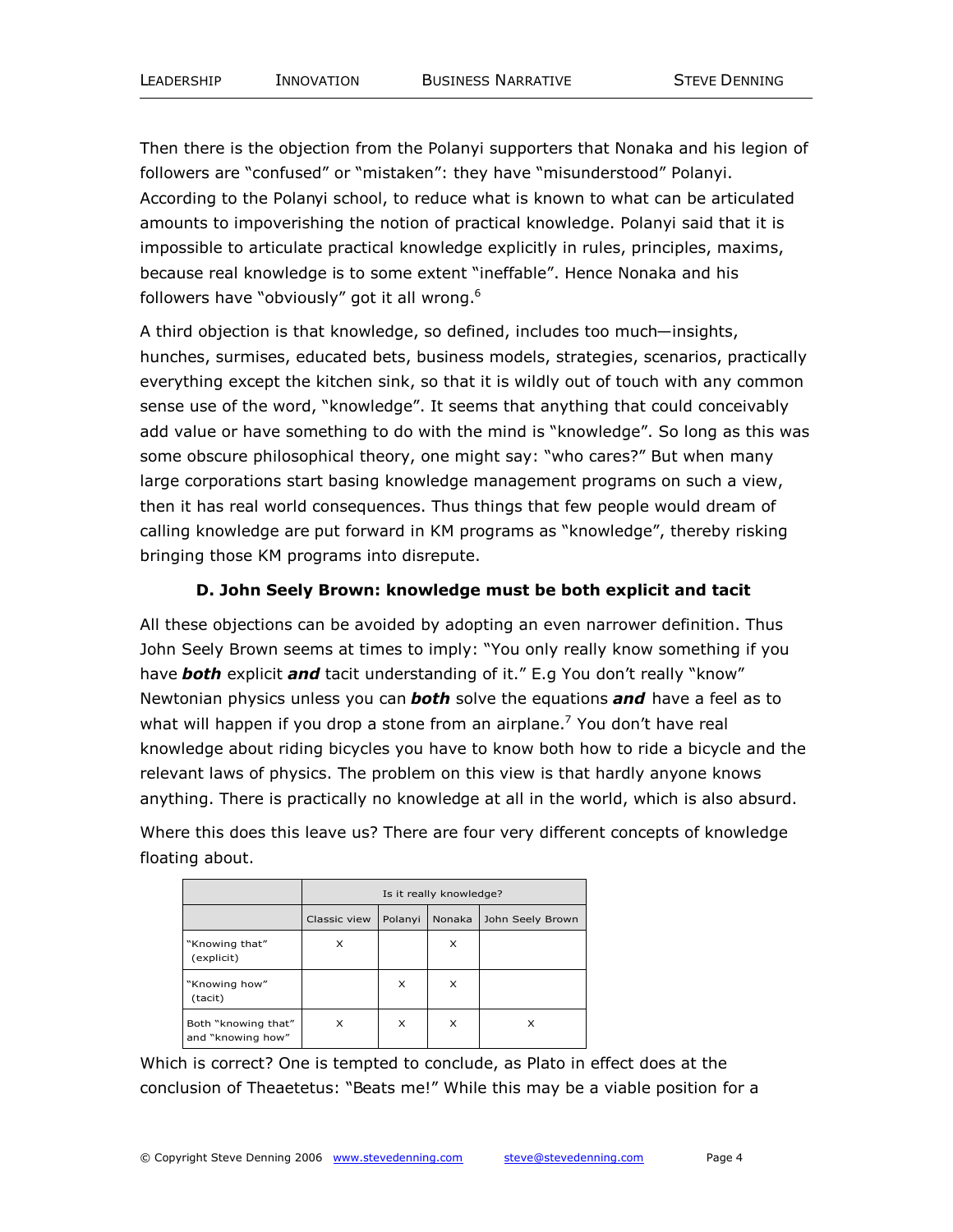Then there is the objection from the Polanyi supporters that Nonaka and his legion of followers are “confused” or “mistaken”: they have “misunderstood” Polanyi. According to the Polanyi school, to reduce what is known to what can be articulated amounts to impoverishing the notion of practical knowledge. Polanyi said that it is impossible to articulate practical knowledge explicitly in rules, principles, maxims, because real knowledge is to some extent “ineffable”. Hence Nonaka and his followers have “obviously” got it all wrong.[6]

A third objection is that knowledge, so defined, includes too much—insights, hunches, surmises, educated bets, business models, strategies, scenarios, practically everything except the kitchen sink, so that it is wildly out of touch with any common sense use of the word, “knowledge”. It seems that anything that could conceivably add value or have something to do with the mind is “knowledge”. So long as this was some obscure philosophical theory, one might say: “who cares?” But when many large corporations start basing knowledge management programs on such a view, then it has real world consequences. Thus things that few people would dream of calling knowledge are put forward in KM programs as “knowledge”, thereby risking bringing those KM programs into disrepute.

### D. John Seely Brown: knowledge must be both explicit and tacit

All these objections can be avoided by adopting an even narrower definition. Thus John Seely Brown seems at times to imply: “You only really know something if you have ***both*** explicit ***and*** tacit understanding of it.” E.g You don’t really “know” Newtonian physics unless you can ***both*** solve the equations ***and*** have a feel as to what will happen if you drop a stone from an airplane.[7] You don’t have real knowledge about riding bicycles you have to know both how to ride a bicycle and the relevant laws of physics. The problem on this view is that hardly anyone knows anything. There is practically no knowledge at all in the world, which is also absurd.

Where this does this leave us? There are four very different concepts of knowledge floating about.

| | Is it really knowledge? | | | |
|---|---|---|---|---|
| | Classic view | Polanyi | Nonaka | John Seely Brown |
| “Knowing that” (explicit) | X | | X | |
| “Knowing how” (tacit) | | X | X | |
| Both “knowing that” and “knowing how” | X | X | X | X |

Which is correct? One is tempted to conclude, as Plato in effect does at the conclusion of Theaetetus: “Beats me!” While this may be a viable position for a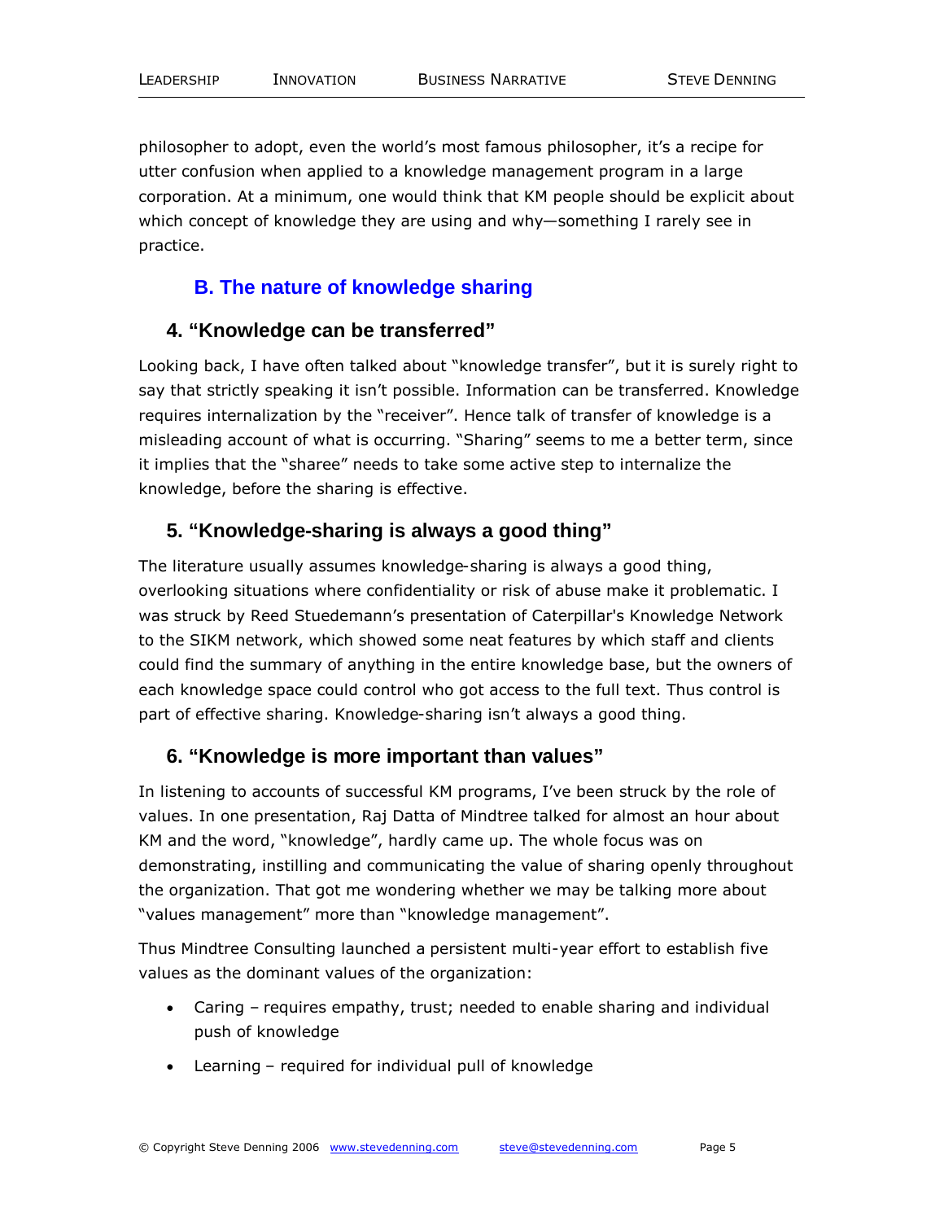philosopher to adopt, even the world's most famous philosopher, it's a recipe for utter confusion when applied to a knowledge management program in a large corporation. At a minimum, one would think that KM people should be explicit about which concept of knowledge they are using and why—something I rarely see in practice.

## B. The nature of knowledge sharing

### 4. "Knowledge can be transferred"

Looking back, I have often talked about "knowledge transfer", but it is surely right to say that strictly speaking it isn't possible. Information can be transferred. Knowledge requires internalization by the "receiver". Hence talk of transfer of knowledge is a misleading account of what is occurring. "Sharing" seems to me a better term, since it implies that the "sharee" needs to take some active step to internalize the knowledge, before the sharing is effective.

### 5. "Knowledge-sharing is always a good thing"

The literature usually assumes knowledge-sharing is always a good thing, overlooking situations where confidentiality or risk of abuse make it problematic. I was struck by Reed Stuedemann's presentation of Caterpillar's Knowledge Network to the SIKM network, which showed some neat features by which staff and clients could find the summary of anything in the entire knowledge base, but the owners of each knowledge space could control who got access to the full text. Thus control is part of effective sharing. Knowledge-sharing isn't always a good thing.

### 6. "Knowledge is more important than values"

In listening to accounts of successful KM programs, I've been struck by the role of values. In one presentation, Raj Datta of Mindtree talked for almost an hour about KM and the word, "knowledge", hardly came up. The whole focus was on demonstrating, instilling and communicating the value of sharing openly throughout the organization. That got me wondering whether we may be talking more about "values management" more than "knowledge management".

Thus Mindtree Consulting launched a persistent multi-year effort to establish five values as the dominant values of the organization:

- Caring – requires empathy, trust; needed to enable sharing and individual push of knowledge
- Learning – required for individual pull of knowledge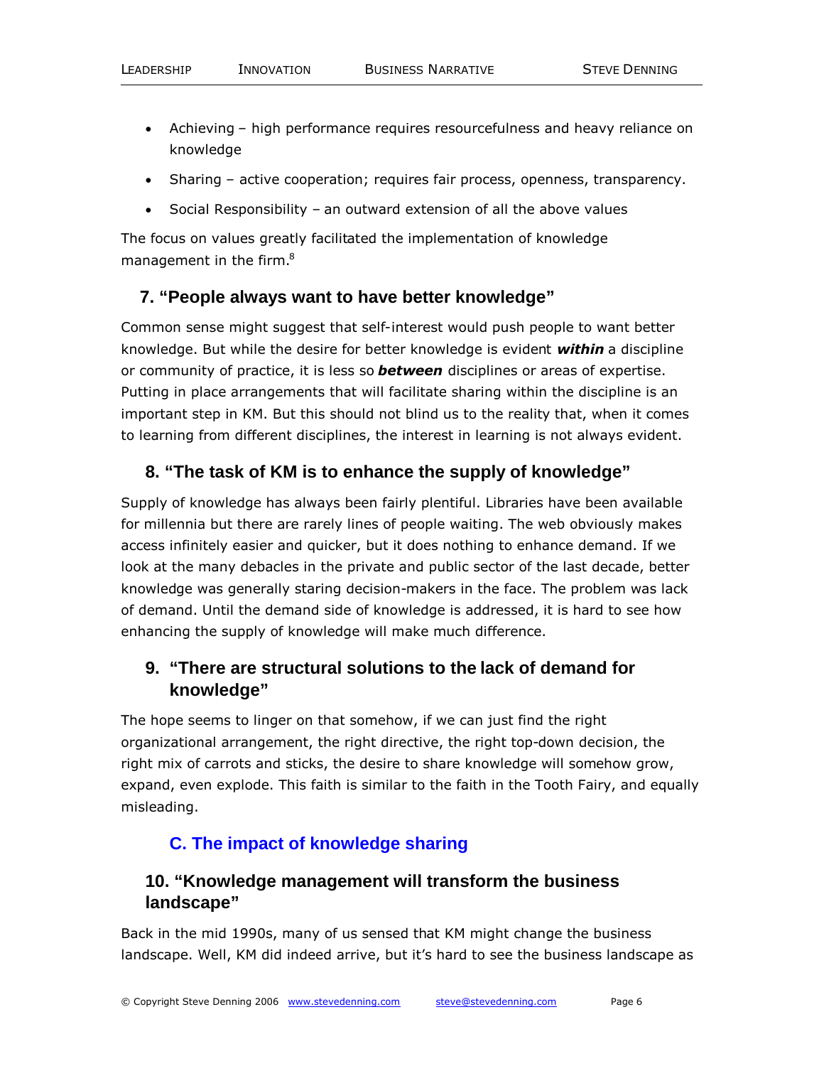- Achieving – high performance requires resourcefulness and heavy reliance on knowledge
- Sharing – active cooperation; requires fair process, openness, transparency.
- Social Responsibility – an outward extension of all the above values

The focus on values greatly facilitated the implementation of knowledge management in the firm.[8]

## 7. "People always want to have better knowledge"

Common sense might suggest that self-interest would push people to want better knowledge. But while the desire for better knowledge is evident ***within*** a discipline or community of practice, it is less so ***between*** disciplines or areas of expertise. Putting in place arrangements that will facilitate sharing within the discipline is an important step in KM. But this should not blind us to the reality that, when it comes to learning from different disciplines, the interest in learning is not always evident.

## 8. "The task of KM is to enhance the supply of knowledge"

Supply of knowledge has always been fairly plentiful. Libraries have been available for millennia but there are rarely lines of people waiting. The web obviously makes access infinitely easier and quicker, but it does nothing to enhance demand. If we look at the many debacles in the private and public sector of the last decade, better knowledge was generally staring decision-makers in the face. The problem was lack of demand. Until the demand side of knowledge is addressed, it is hard to see how enhancing the supply of knowledge will make much difference.

## 9. "There are structural solutions to the lack of demand for knowledge"

The hope seems to linger on that somehow, if we can just find the right organizational arrangement, the right directive, the right top-down decision, the right mix of carrots and sticks, the desire to share knowledge will somehow grow, expand, even explode. This faith is similar to the faith in the Tooth Fairy, and equally misleading.

# C. The impact of knowledge sharing

## 10. "Knowledge management will transform the business landscape"

Back in the mid 1990s, many of us sensed that KM might change the business landscape. Well, KM did indeed arrive, but it's hard to see the business landscape as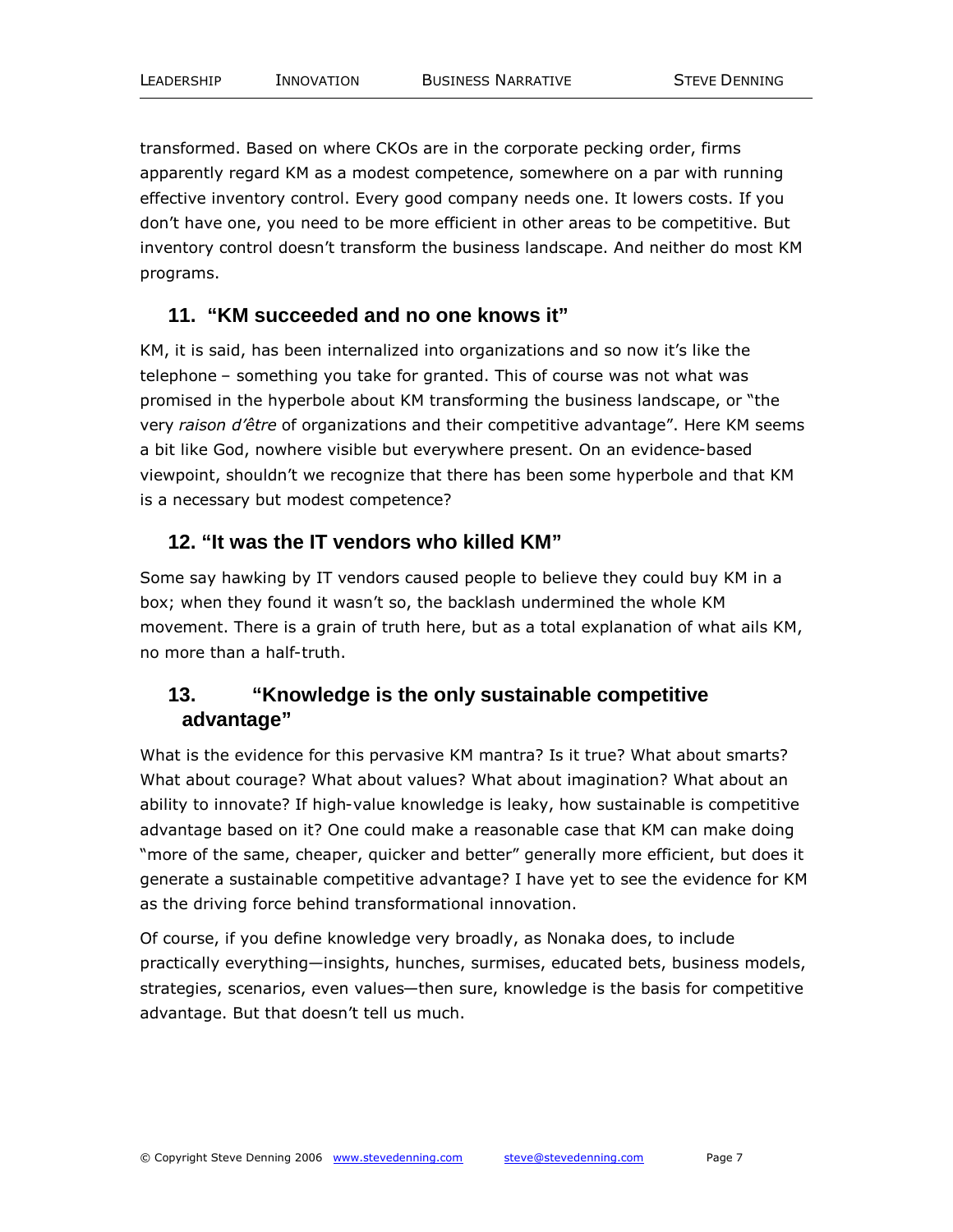transformed. Based on where CKOs are in the corporate pecking order, firms apparently regard KM as a modest competence, somewhere on a par with running effective inventory control. Every good company needs one. It lowers costs. If you don't have one, you need to be more efficient in other areas to be competitive. But inventory control doesn't transform the business landscape. And neither do most KM programs.

## 11. "KM succeeded and no one knows it"

KM, it is said, has been internalized into organizations and so now it's like the telephone – something you take for granted. This of course was not what was promised in the hyperbole about KM transforming the business landscape, or "the very *raison d'être* of organizations and their competitive advantage". Here KM seems a bit like God, nowhere visible but everywhere present. On an evidence-based viewpoint, shouldn't we recognize that there has been some hyperbole and that KM is a necessary but modest competence?

## 12. "It was the IT vendors who killed KM"

Some say hawking by IT vendors caused people to believe they could buy KM in a box; when they found it wasn't so, the backlash undermined the whole KM movement. There is a grain of truth here, but as a total explanation of what ails KM, no more than a half-truth.

## 13. "Knowledge is the only sustainable competitive advantage"

What is the evidence for this pervasive KM mantra? Is it true? What about smarts? What about courage? What about values? What about imagination? What about an ability to innovate? If high-value knowledge is leaky, how sustainable is competitive advantage based on it? One could make a reasonable case that KM can make doing "more of the same, cheaper, quicker and better" generally more efficient, but does it generate a sustainable competitive advantage? I have yet to see the evidence for KM as the driving force behind transformational innovation.

Of course, if you define knowledge very broadly, as Nonaka does, to include practically everything—insights, hunches, surmises, educated bets, business models, strategies, scenarios, even values—then sure, knowledge is the basis for competitive advantage. But that doesn't tell us much.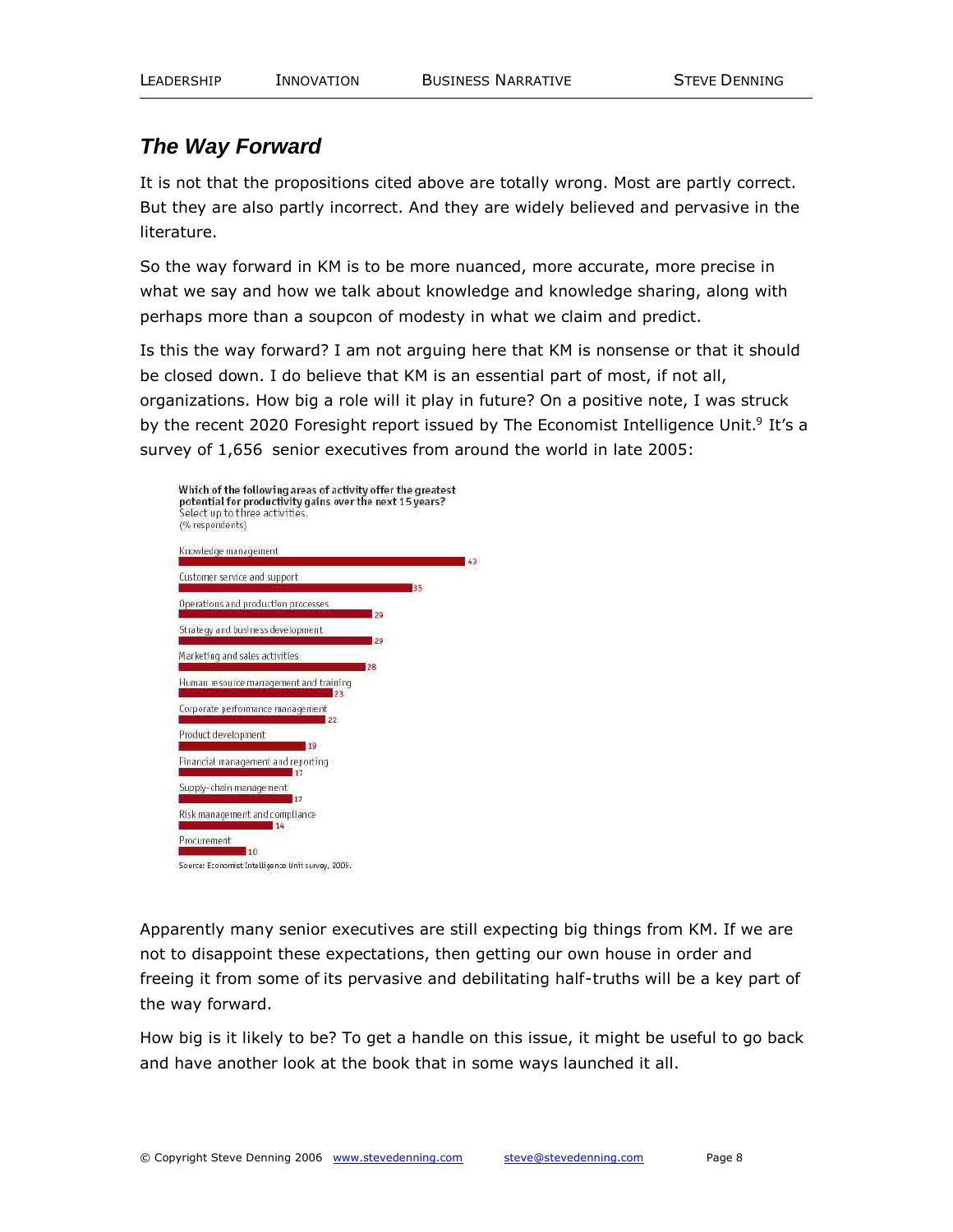## *The Way Forward*

It is not that the propositions cited above are totally wrong. Most are partly correct. But they are also partly incorrect. And they are widely believed and pervasive in the literature.

So the way forward in KM is to be more nuanced, more accurate, more precise in what we say and how we talk about knowledge and knowledge sharing, along with perhaps more than a soupcon of modesty in what we claim and predict.

Is this the way forward? I am not arguing here that KM is nonsense or that it should be closed down. I do believe that KM is an essential part of most, if not all, organizations. How big a role will it play in future? On a positive note, I was struck by the recent 2020 Foresight report issued by The Economist Intelligence Unit.[9] It's a survey of 1,656 senior executives from around the world in late 2005:

**Which of the following areas of activity offer the greatest potential for productivity gains over the next 15 years?**
Select up to three activities.
(% respondents)

| Activity | % respondents |
|---|---|
| Knowledge management | 43 |
| Customer service and support | 35 |
| Operations and production processes | 29 |
| Strategy and business development | 29 |
| Marketing and sales activities | 28 |
| Human resource management and training | 23 |
| Corporate performance management | 22 |
| Product development | 19 |
| Financial management and reporting | 17 |
| Supply-chain management | 17 |
| Risk management and compliance | 14 |
| Procurement | 10 |

Source: Economist Intelligence Unit survey, 2005.

Apparently many senior executives are still expecting big things from KM. If we are not to disappoint these expectations, then getting our own house in order and freeing it from some of its pervasive and debilitating half-truths will be a key part of the way forward.

How big is it likely to be? To get a handle on this issue, it might be useful to go back and have another look at the book that in some ways launched it all.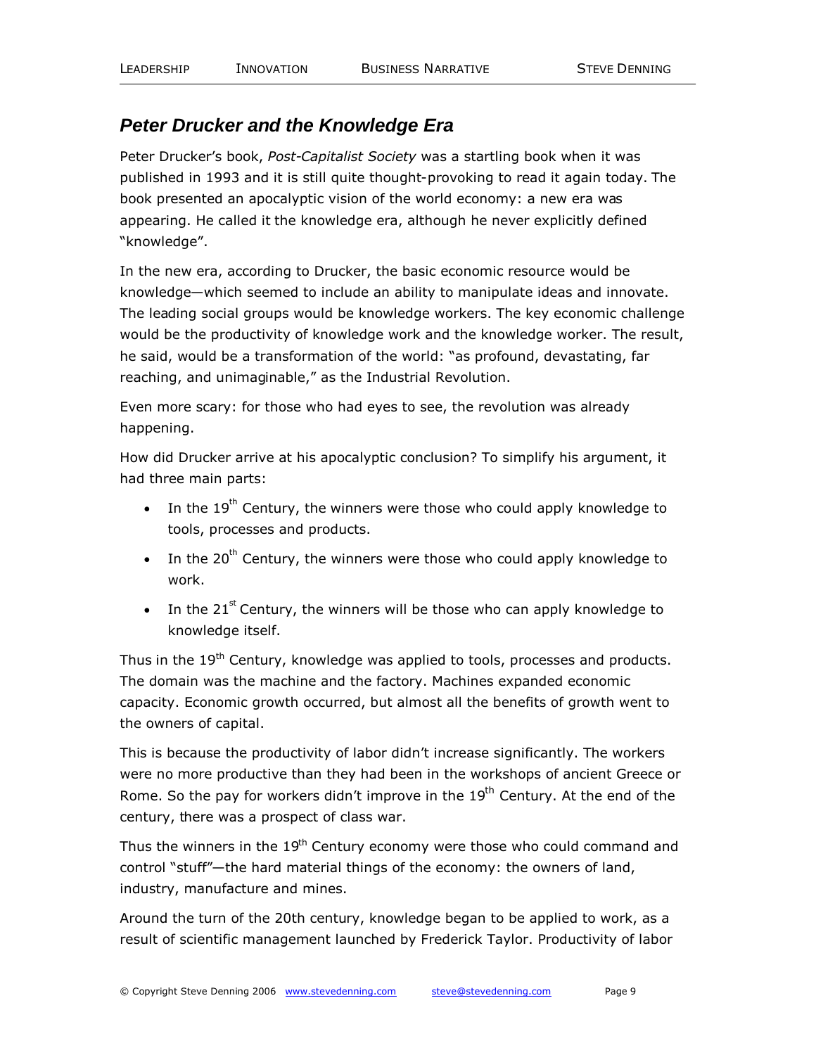## *Peter Drucker and the Knowledge Era*

Peter Drucker's book, *Post-Capitalist Society* was a startling book when it was published in 1993 and it is still quite thought-provoking to read it again today. The book presented an apocalyptic vision of the world economy: a new era was appearing. He called it the knowledge era, although he never explicitly defined "knowledge".

In the new era, according to Drucker, the basic economic resource would be knowledge—which seemed to include an ability to manipulate ideas and innovate. The leading social groups would be knowledge workers. The key economic challenge would be the productivity of knowledge work and the knowledge worker. The result, he said, would be a transformation of the world: "as profound, devastating, far reaching, and unimaginable," as the Industrial Revolution.

Even more scary: for those who had eyes to see, the revolution was already happening.

How did Drucker arrive at his apocalyptic conclusion? To simplify his argument, it had three main parts:

- In the 19th Century, the winners were those who could apply knowledge to tools, processes and products.
- In the 20th Century, the winners were those who could apply knowledge to work.
- In the 21st Century, the winners will be those who can apply knowledge to knowledge itself.

Thus in the 19th Century, knowledge was applied to tools, processes and products. The domain was the machine and the factory. Machines expanded economic capacity. Economic growth occurred, but almost all the benefits of growth went to the owners of capital.

This is because the productivity of labor didn't increase significantly. The workers were no more productive than they had been in the workshops of ancient Greece or Rome. So the pay for workers didn't improve in the 19th Century. At the end of the century, there was a prospect of class war.

Thus the winners in the 19th Century economy were those who could command and control "stuff"—the hard material things of the economy: the owners of land, industry, manufacture and mines.

Around the turn of the 20th century, knowledge began to be applied to work, as a result of scientific management launched by Frederick Taylor. Productivity of labor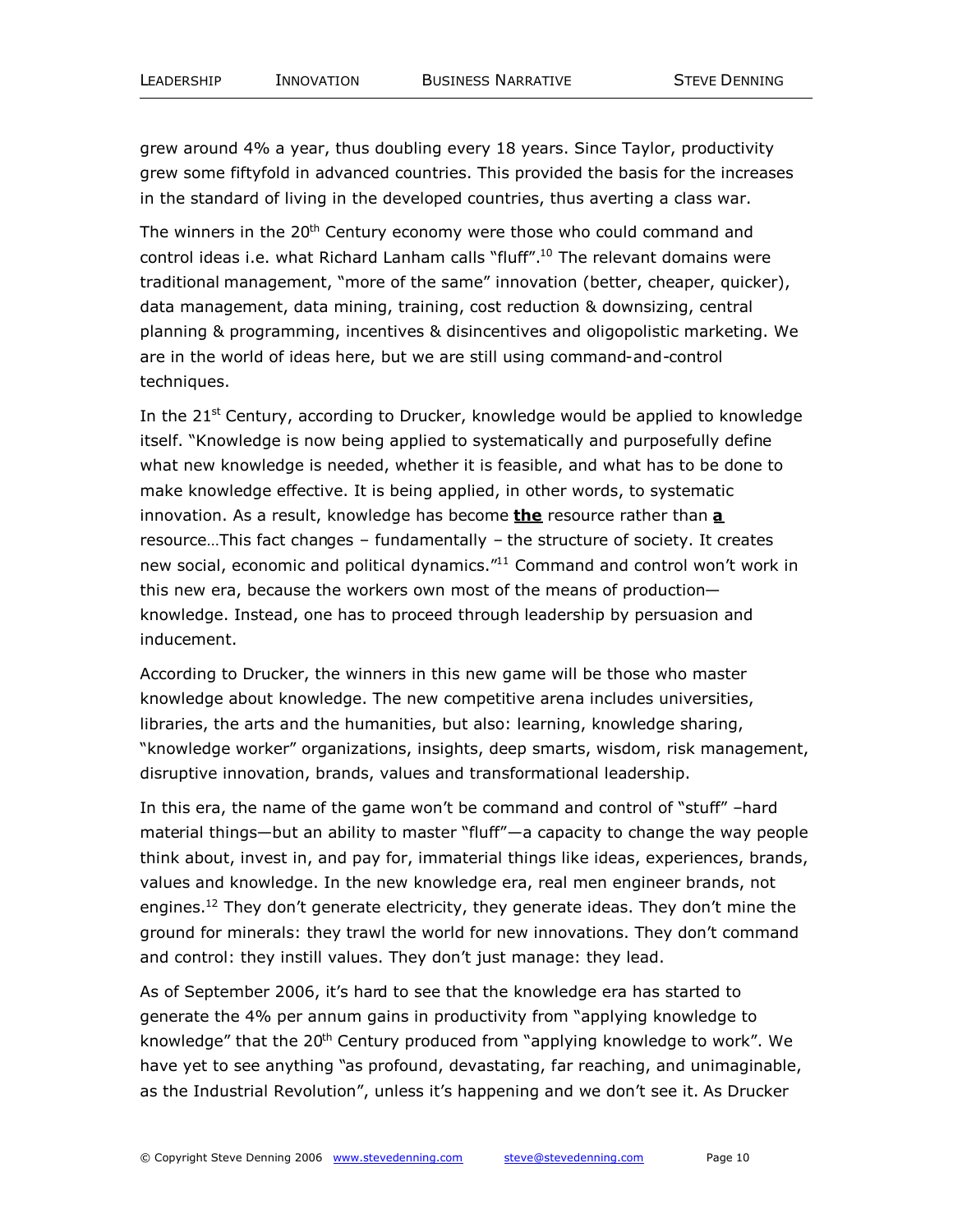grew around 4% a year, thus doubling every 18 years. Since Taylor, productivity grew some fiftyfold in advanced countries. This provided the basis for the increases in the standard of living in the developed countries, thus averting a class war.

The winners in the 20th Century economy were those who could command and control ideas i.e. what Richard Lanham calls "fluff".[10] The relevant domains were traditional management, "more of the same" innovation (better, cheaper, quicker), data management, data mining, training, cost reduction & downsizing, central planning & programming, incentives & disincentives and oligopolistic marketing. We are in the world of ideas here, but we are still using command-and-control techniques.

In the 21st Century, according to Drucker, knowledge would be applied to knowledge itself. "Knowledge is now being applied to systematically and purposefully define what new knowledge is needed, whether it is feasible, and what has to be done to make knowledge effective. It is being applied, in other words, to systematic innovation. As a result, knowledge has become **the** resource rather than **a** resource…This fact changes – fundamentally – the structure of society. It creates new social, economic and political dynamics."[11] Command and control won't work in this new era, because the workers own most of the means of production—knowledge. Instead, one has to proceed through leadership by persuasion and inducement.

According to Drucker, the winners in this new game will be those who master knowledge about knowledge. The new competitive arena includes universities, libraries, the arts and the humanities, but also: learning, knowledge sharing, "knowledge worker" organizations, insights, deep smarts, wisdom, risk management, disruptive innovation, brands, values and transformational leadership.

In this era, the name of the game won't be command and control of "stuff" –hard material things—but an ability to master "fluff"—a capacity to change the way people think about, invest in, and pay for, immaterial things like ideas, experiences, brands, values and knowledge. In the new knowledge era, real men engineer brands, not engines.[12] They don't generate electricity, they generate ideas. They don't mine the ground for minerals: they trawl the world for new innovations. They don't command and control: they instill values. They don't just manage: they lead.

As of September 2006, it's hard to see that the knowledge era has started to generate the 4% per annum gains in productivity from "applying knowledge to knowledge" that the 20th Century produced from "applying knowledge to work". We have yet to see anything "as profound, devastating, far reaching, and unimaginable, as the Industrial Revolution", unless it's happening and we don't see it. As Drucker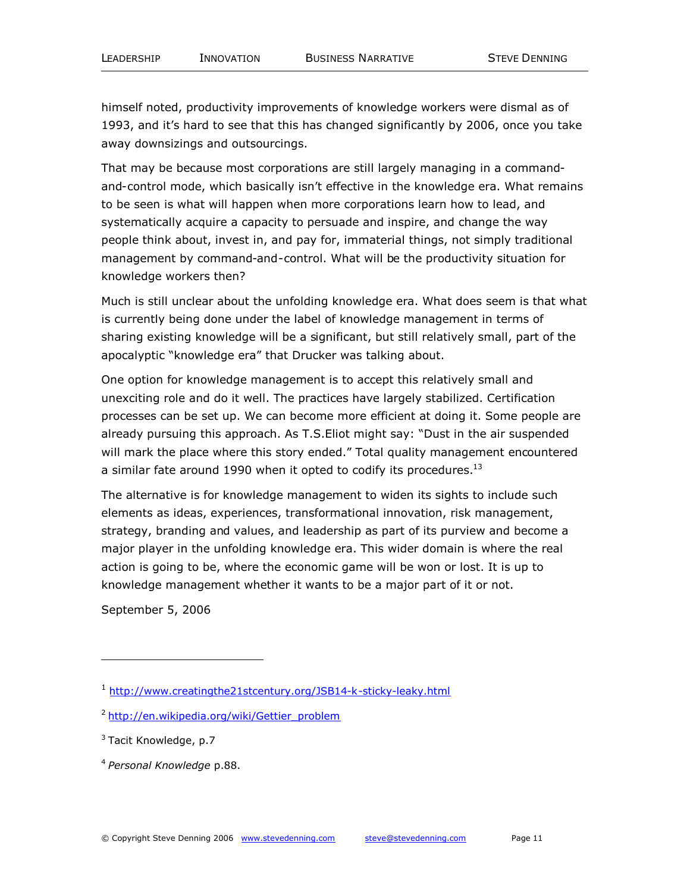himself noted, productivity improvements of knowledge workers were dismal as of 1993, and it's hard to see that this has changed significantly by 2006, once you take away downsizings and outsourcings.

That may be because most corporations are still largely managing in a command-and-control mode, which basically isn't effective in the knowledge era. What remains to be seen is what will happen when more corporations learn how to lead, and systematically acquire a capacity to persuade and inspire, and change the way people think about, invest in, and pay for, immaterial things, not simply traditional management by command-and-control. What will be the productivity situation for knowledge workers then?

Much is still unclear about the unfolding knowledge era. What does seem is that what is currently being done under the label of knowledge management in terms of sharing existing knowledge will be a significant, but still relatively small, part of the apocalyptic "knowledge era" that Drucker was talking about.

One option for knowledge management is to accept this relatively small and unexciting role and do it well. The practices have largely stabilized. Certification processes can be set up. We can become more efficient at doing it. Some people are already pursuing this approach. As T.S.Eliot might say: "Dust in the air suspended will mark the place where this story ended." Total quality management encountered a similar fate around 1990 when it opted to codify its procedures.[13]

The alternative is for knowledge management to widen its sights to include such elements as ideas, experiences, transformational innovation, risk management, strategy, branding and values, and leadership as part of its purview and become a major player in the unfolding knowledge era. This wider domain is where the real action is going to be, where the economic game will be won or lost. It is up to knowledge management whether it wants to be a major part of it or not.

September 5, 2006

---

[1] http://www.creatingthe21stcentury.org/JSB14-k-sticky-leaky.html

[2] http://en.wikipedia.org/wiki/Gettier_problem

[3] Tacit Knowledge, p.7

[4] *Personal Knowledge* p.88.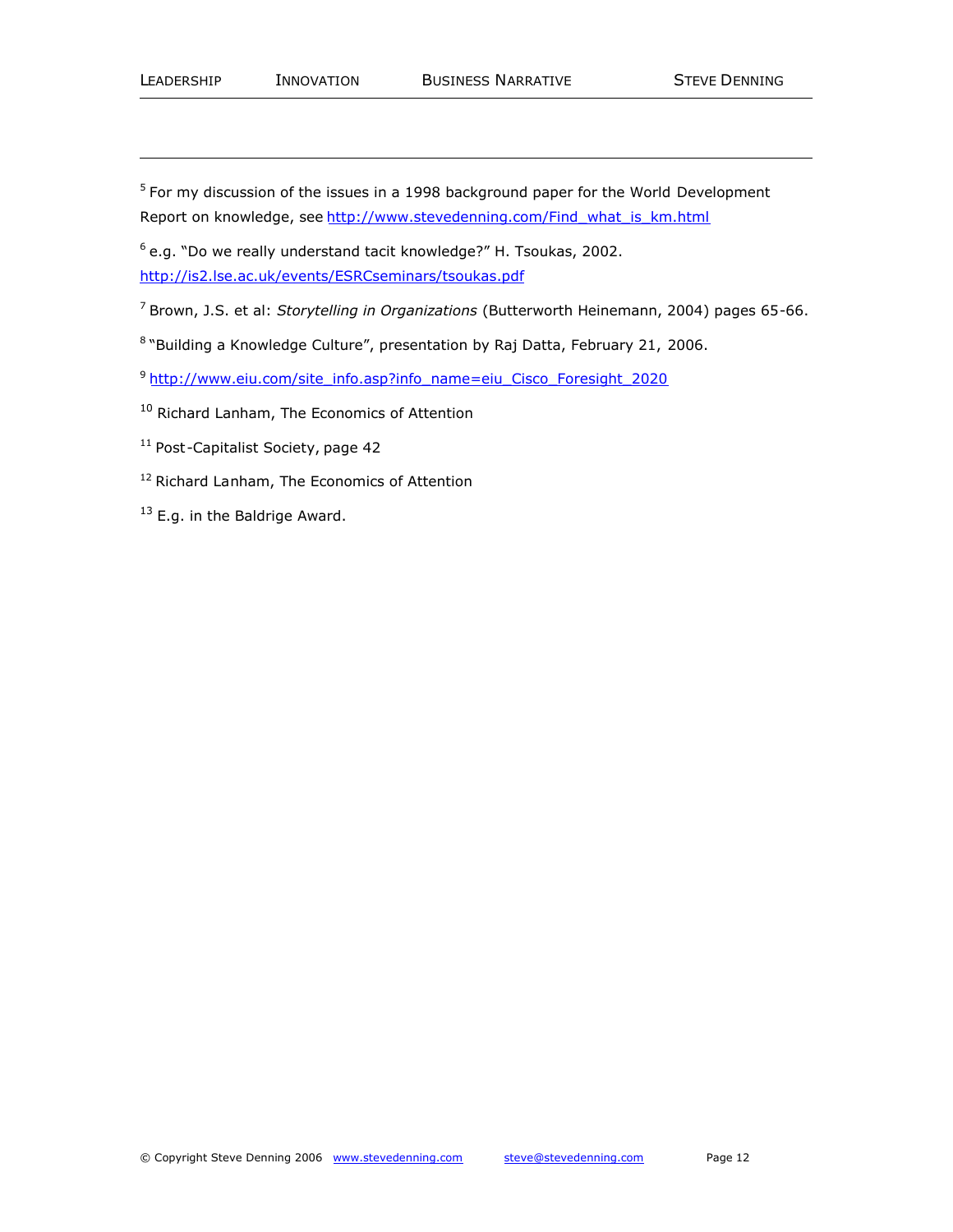[5] For my discussion of the issues in a 1998 background paper for the World Development Report on knowledge, see http://www.stevedenning.com/Find_what_is_km.html

[6] e.g. "Do we really understand tacit knowledge?" H. Tsoukas, 2002. http://is2.lse.ac.uk/events/ESRCseminars/tsoukas.pdf

[7] Brown, J.S. et al: *Storytelling in Organizations* (Butterworth Heinemann, 2004) pages 65-66.

[8] "Building a Knowledge Culture", presentation by Raj Datta, February 21, 2006.

[9] http://www.eiu.com/site_info.asp?info_name=eiu_Cisco_Foresight_2020

[10] Richard Lanham, The Economics of Attention

[11] Post-Capitalist Society, page 42

[12] Richard Lanham, The Economics of Attention

[13] E.g. in the Baldrige Award.